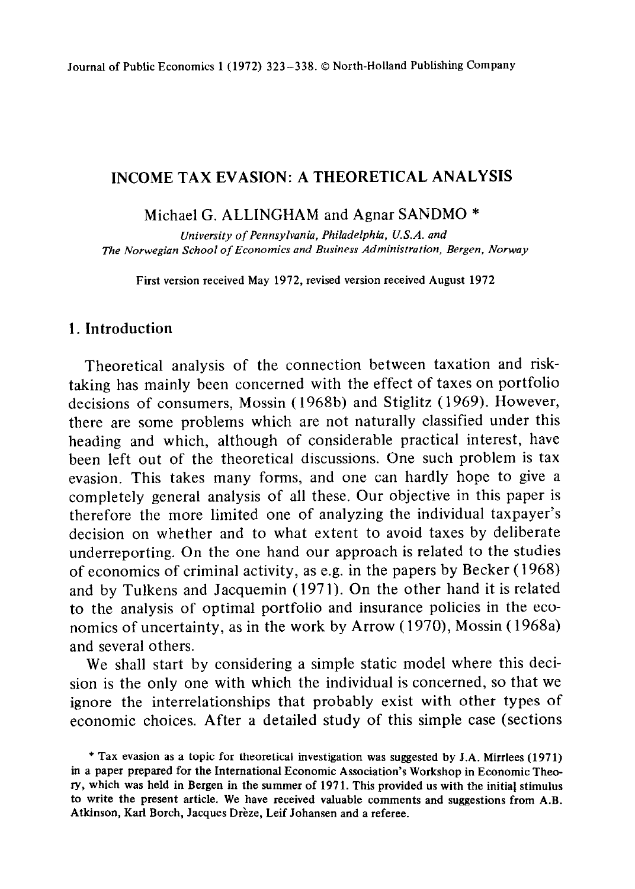# INCOME TAX EVASION: A THEORETICAL ANALYSIS

Michael G. ALLINGHAM and Agnar SANDMO *

*University of Pennsylvania, Philadelphia, U.S.A. and*
*The Norwegian School of Economics and Business Administration, Bergen, Norway*

First version received May 1972, revised version received August 1972

## 1. Introduction

Theoretical analysis of the connection between taxation and risk-taking has mainly been concerned with the effect of taxes on portfolio decisions of consumers, Mossin (1968b) and Stiglitz (1969). However, there are some problems which are not naturally classified under this heading and which, although of considerable practical interest, have been left out of the theoretical discussions. One such problem is tax evasion. This takes many forms, and one can hardly hope to give a completely general analysis of all these. Our objective in this paper is therefore the more limited one of analyzing the individual taxpayer's decision on whether and to what extent to avoid taxes by deliberate underreporting. On the one hand our approach is related to the studies of economics of criminal activity, as e.g. in the papers by Becker (1968) and by Tulkens and Jacquemin (1971). On the other hand it is related to the analysis of optimal portfolio and insurance policies in the economics of uncertainty, as in the work by Arrow (1970), Mossin (1968a) and several others.

We shall start by considering a simple static model where this decision is the only one with which the individual is concerned, so that we ignore the interrelationships that probably exist with other types of economic choices. After a detailed study of this simple case (sections

* Tax evasion as a topic for theoretical investigation was suggested by J.A. Mirrlees (1971) in a paper prepared for the International Economic Association's Workshop in Economic Theory, which was held in Bergen in the summer of 1971. This provided us with the initial stimulus to write the present article. We have received valuable comments and suggestions from A.B. Atkinson, Karl Borch, Jacques Drèze, Leif Johansen and a referee.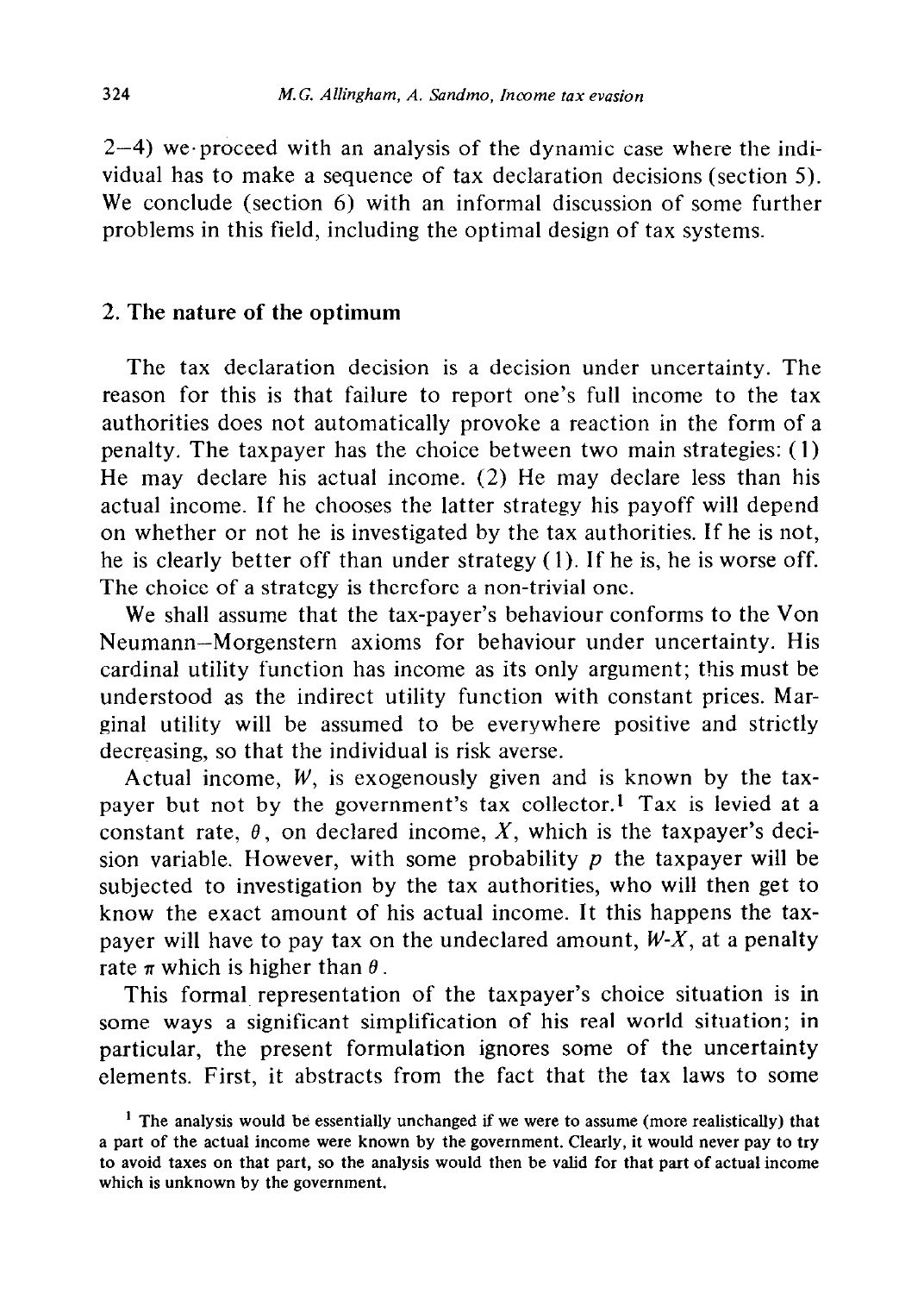2–4) we proceed with an analysis of the dynamic case where the individual has to make a sequence of tax declaration decisions (section 5). We conclude (section 6) with an informal discussion of some further problems in this field, including the optimal design of tax systems.

## 2. The nature of the optimum

The tax declaration decision is a decision under uncertainty. The reason for this is that failure to report one's full income to the tax authorities does not automatically provoke a reaction in the form of a penalty. The taxpayer has the choice between two main strategies: (1) He may declare his actual income. (2) He may declare less than his actual income. If he chooses the latter strategy his payoff will depend on whether or not he is investigated by the tax authorities. If he is not, he is clearly better off than under strategy (1). If he is, he is worse off. The choice of a strategy is therefore a non-trivial one.

We shall assume that the tax-payer's behaviour conforms to the Von Neumann–Morgenstern axioms for behaviour under uncertainty. His cardinal utility function has income as its only argument; this must be understood as the indirect utility function with constant prices. Marginal utility will be assumed to be everywhere positive and strictly decreasing, so that the individual is risk averse.

Actual income, $W$, is exogenously given and is known by the taxpayer but not by the government's tax collector.[1] Tax is levied at a constant rate, $\theta$, on declared income, $X$, which is the taxpayer's decision variable. However, with some probability $p$ the taxpayer will be subjected to investigation by the tax authorities, who will then get to know the exact amount of his actual income. It this happens the taxpayer will have to pay tax on the undeclared amount, $W$-$X$, at a penalty rate $\pi$ which is higher than $\theta$.

This formal representation of the taxpayer's choice situation is in some ways a significant simplification of his real world situation; in particular, the present formulation ignores some of the uncertainty elements. First, it abstracts from the fact that the tax laws to some

[1] The analysis would be essentially unchanged if we were to assume (more realistically) that a part of the actual income were known by the government. Clearly, it would never pay to try to avoid taxes on that part, so the analysis would then be valid for that part of actual income which is unknown by the government.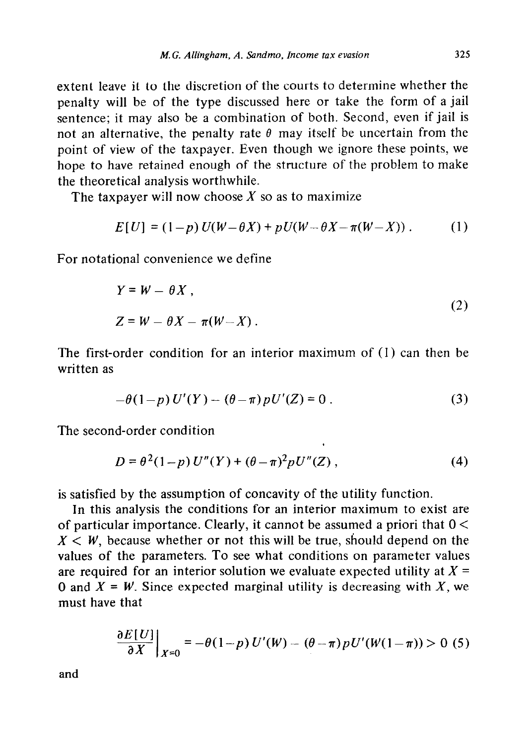extent leave it to the discretion of the courts to determine whether the penalty will be of the type discussed here or take the form of a jail sentence; it may also be a combination of both. Second, even if jail is not an alternative, the penalty rate $\theta$ may itself be uncertain from the point of view of the taxpayer. Even though we ignore these points, we hope to have retained enough of the structure of the problem to make the theoretical analysis worthwhile.

The taxpayer will now choose $X$ so as to maximize

$$E[U] = (1-p)\,U(W-\theta X) + pU(W-\theta X-\pi(W-X))\,. \tag{1}$$

For notational convenience we define

$$\begin{aligned} Y &= W - \theta X\,, \\ Z &= W - \theta X - \pi(W-X)\,. \end{aligned} \tag{2}$$

The first-order condition for an interior maximum of (1) can then be written as

$$-\theta(1-p)\,U'(Y) - (\theta-\pi)pU'(Z) = 0\,. \tag{3}$$

The second-order condition

$$D = \theta^2(1-p)\,U''(Y) + (\theta-\pi)^2 pU''(Z)\,, \tag{4}$$

is satisfied by the assumption of concavity of the utility function.

In this analysis the conditions for an interior maximum to exist are of particular importance. Clearly, it cannot be assumed a priori that $0 < X < W$, because whether or not this will be true, should depend on the values of the parameters. To see what conditions on parameter values are required for an interior solution we evaluate expected utility at $X = 0$ and $X = W$. Since expected marginal utility is decreasing with $X$, we must have that

$$\left.\frac{\partial E[U]}{\partial X}\right|_{X=0} = -\theta(1-p)\,U'(W) - (\theta-\pi)pU'(W(1-\pi)) > 0 \tag{5}$$

and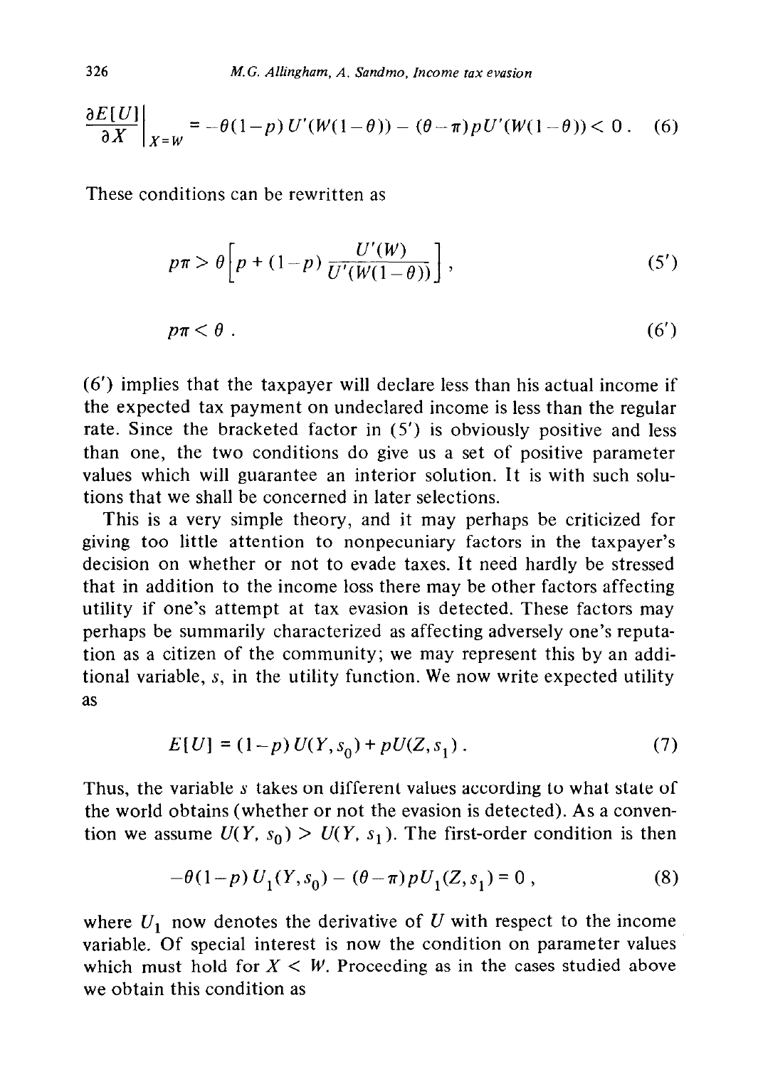$$\left.\frac{\partial E[U]}{\partial X}\right|_{X=W} = -\theta(1-p)\,U'(W(1-\theta)) - (\theta-\pi)pU'(W(1-\theta)) < 0\,. \quad (6)$$

These conditions can be rewritten as

$$p\pi > \theta\left[p + (1-p)\,\frac{U'(W)}{U'(W(1-\theta))}\right], \quad (5')$$

$$p\pi < \theta\,. \quad (6')$$

(6′) implies that the taxpayer will declare less than his actual income if the expected tax payment on undeclared income is less than the regular rate. Since the bracketed factor in (5′) is obviously positive and less than one, the two conditions do give us a set of positive parameter values which will guarantee an interior solution. It is with such solutions that we shall be concerned in later selections.

This is a very simple theory, and it may perhaps be criticized for giving too little attention to nonpecuniary factors in the taxpayer's decision on whether or not to evade taxes. It need hardly be stressed that in addition to the income loss there may be other factors affecting utility if one's attempt at tax evasion is detected. These factors may perhaps be summarily characterized as affecting adversely one's reputation as a citizen of the community; we may represent this by an additional variable, $s$, in the utility function. We now write expected utility as

$$E[U] = (1-p)\,U(Y, s_0) + pU(Z, s_1)\,. \quad (7)$$

Thus, the variable $s$ takes on different values according to what state of the world obtains (whether or not the evasion is detected). As a convention we assume $U(Y, s_0) > U(Y, s_1)$. The first-order condition is then

$$-\theta(1-p)\,U_1(Y, s_0) - (\theta-\pi)pU_1(Z, s_1) = 0\,, \quad (8)$$

where $U_1$ now denotes the derivative of $U$ with respect to the income variable. Of special interest is now the condition on parameter values which must hold for $X < W$. Proceeding as in the cases studied above we obtain this condition as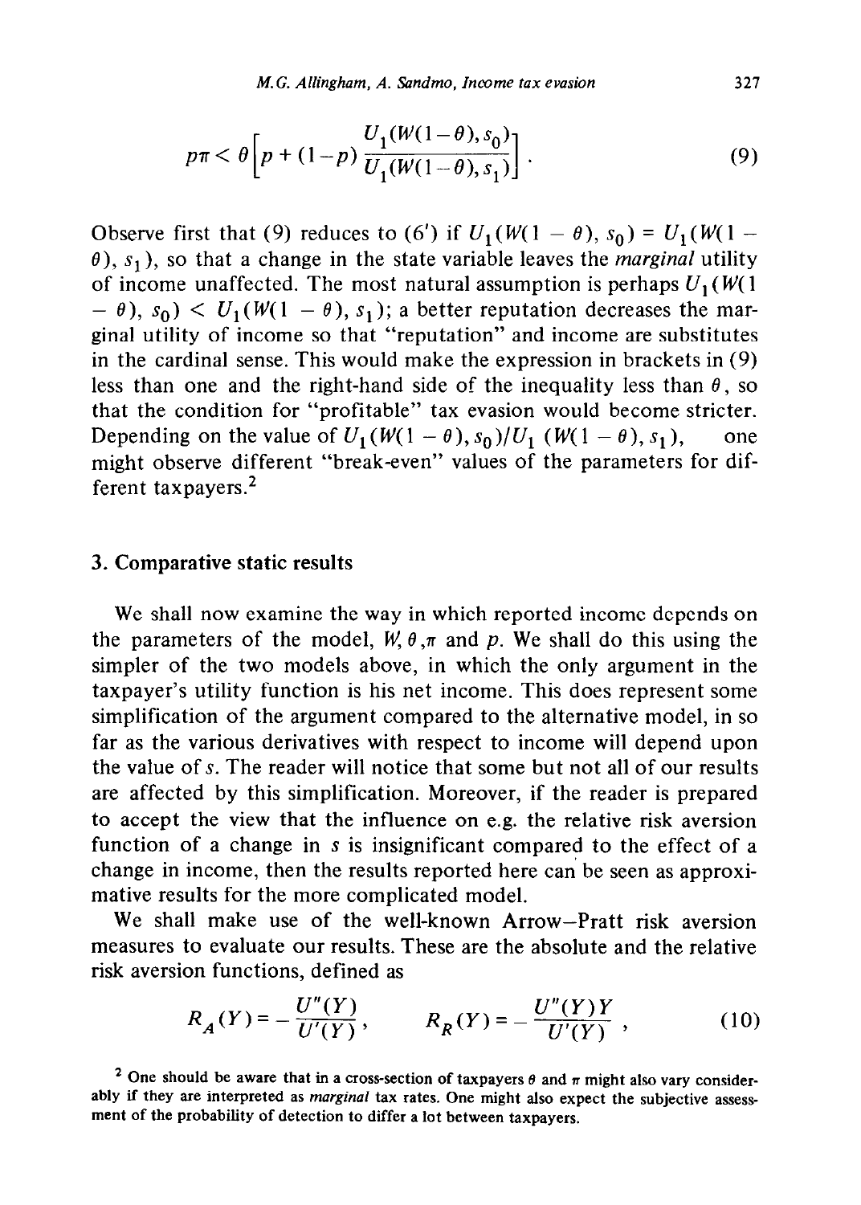$$p\pi < \theta\left[p + (1-p)\,\frac{U_1(W(1-\theta),s_0)}{U_1(W(1-\theta),s_1)}\right]. \tag{9}$$

Observe first that (9) reduces to (6′) if $U_1(W(1-\theta), s_0) = U_1(W(1-\theta), s_1)$, so that a change in the state variable leaves the *marginal* utility of income unaffected. The most natural assumption is perhaps $U_1(W(1-\theta), s_0) < U_1(W(1-\theta), s_1)$; a better reputation decreases the marginal utility of income so that "reputation" and income are substitutes in the cardinal sense. This would make the expression in brackets in (9) less than one and the right-hand side of the inequality less than $\theta$, so that the condition for "profitable" tax evasion would become stricter. Depending on the value of $U_1(W(1-\theta), s_0)/U_1(W(1-\theta), s_1)$, one might observe different "break-even" values of the parameters for different taxpayers.[2]

## 3. Comparative static results

We shall now examine the way in which reported income depends on the parameters of the model, $W$, $\theta$, $\pi$ and $p$. We shall do this using the simpler of the two models above, in which the only argument in the taxpayer's utility function is his net income. This does represent some simplification of the argument compared to the alternative model, in so far as the various derivatives with respect to income will depend upon the value of $s$. The reader will notice that some but not all of our results are affected by this simplification. Moreover, if the reader is prepared to accept the view that the influence on e.g. the relative risk aversion function of a change in $s$ is insignificant compared to the effect of a change in income, then the results reported here can be seen as approximative results for the more complicated model.

We shall make use of the well-known Arrow–Pratt risk aversion measures to evaluate our results. These are the absolute and the relative risk aversion functions, defined as

$$R_A(Y) = -\frac{U''(Y)}{U'(Y)}, \qquad R_R(Y) = -\frac{U''(Y)Y}{U'(Y)}, \tag{10}$$

[2] One should be aware that in a cross-section of taxpayers $\theta$ and $\pi$ might also vary considerably if they are interpreted as *marginal* tax rates. One might also expect the subjective assessment of the probability of detection to differ a lot between taxpayers.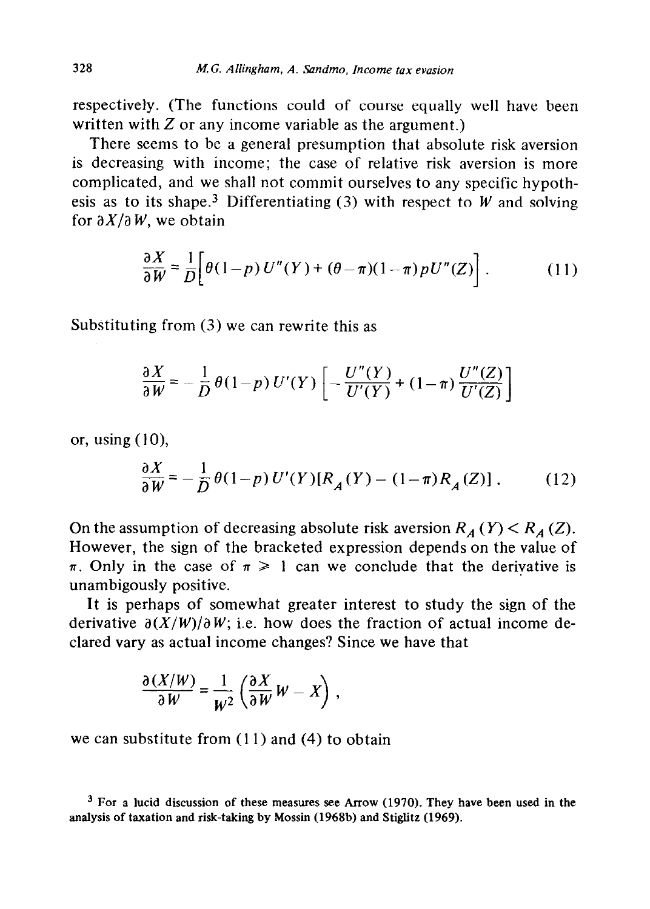respectively. (The functions could of course equally well have been written with $Z$ or any income variable as the argument.)

There seems to be a general presumption that absolute risk aversion is decreasing with income; the case of relative risk aversion is more complicated, and we shall not commit ourselves to any specific hypothesis as to its shape.[3] Differentiating (3) with respect to $W$ and solving for $\partial X/\partial W$, we obtain

$$\frac{\partial X}{\partial W} = \frac{1}{D}\Big[\theta(1-p)\,U''(Y) + (\theta-\pi)(1-\pi)pU''(Z)\Big]\,. \qquad (11)$$

Substituting from (3) we can rewrite this as

$$\frac{\partial X}{\partial W} = -\frac{1}{D}\,\theta(1-p)\,U'(Y)\left[-\frac{U''(Y)}{U'(Y)} + (1-\pi)\frac{U''(Z)}{U'(Z)}\right]$$

or, using (10),

$$\frac{\partial X}{\partial W} = -\frac{1}{D}\,\theta(1-p)\,U'(Y)[R_A(Y) - (1-\pi)R_A(Z)]\,. \qquad (12)$$

On the assumption of decreasing absolute risk aversion $R_A(Y) < R_A(Z)$. However, the sign of the bracketed expression depends on the value of $\pi$. Only in the case of $\pi \geqslant 1$ can we conclude that the derivative is unambigously positive.

It is perhaps of somewhat greater interest to study the sign of the derivative $\partial(X/W)/\partial W$; i.e. how does the fraction of actual income declared vary as actual income changes? Since we have that

$$\frac{\partial(X/W)}{\partial W} = \frac{1}{W^2}\left(\frac{\partial X}{\partial W}W - X\right),$$

we can substitute from (11) and (4) to obtain

[3] For a lucid discussion of these measures see Arrow (1970). They have been used in the analysis of taxation and risk-taking by Mossin (1968b) and Stiglitz (1969).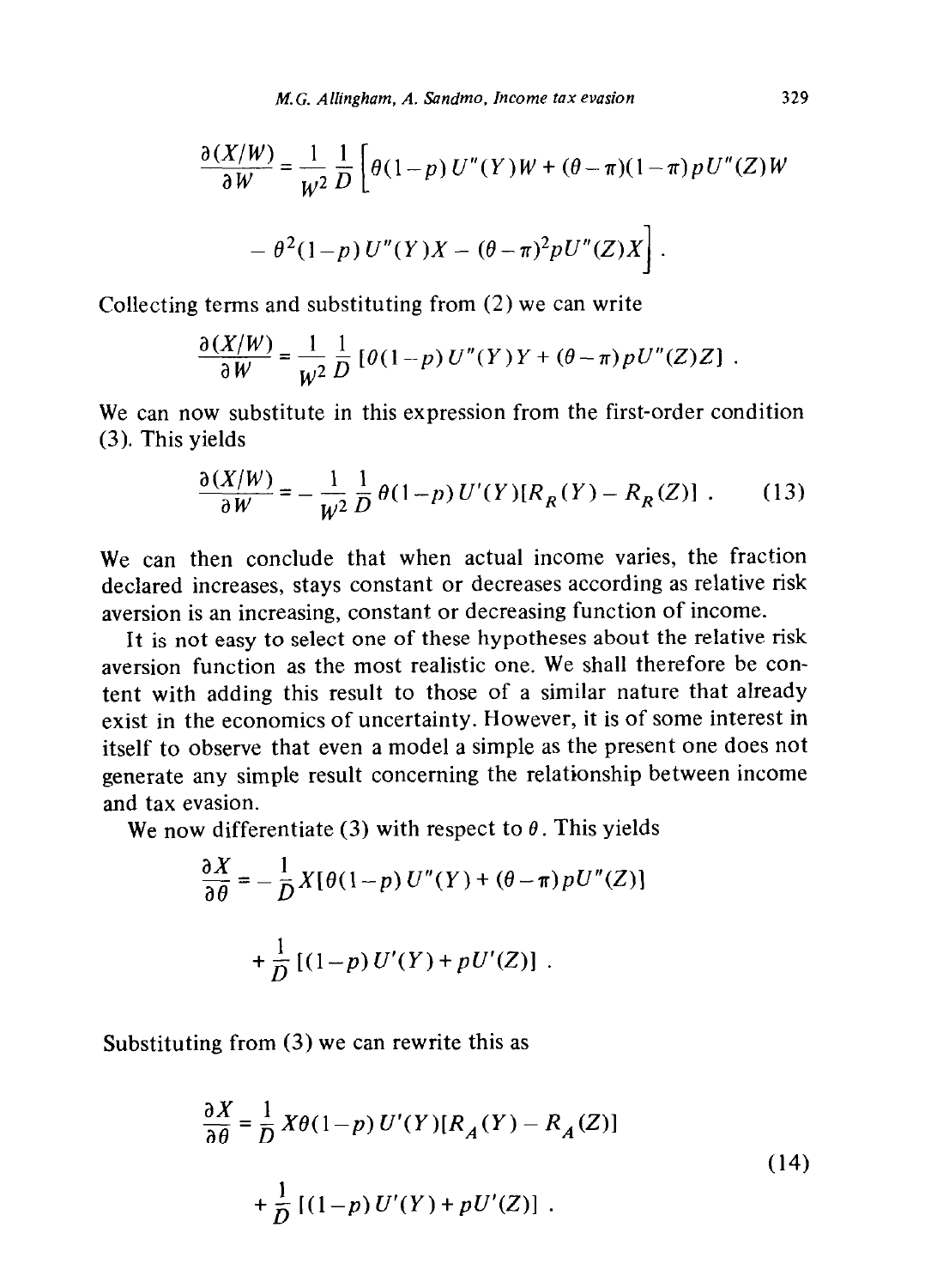$$\frac{\partial(X/W)}{\partial W} = \frac{1}{W^2}\frac{1}{D}\Big[\theta(1-p)\,U''(Y)W + (\theta-\pi)(1-\pi)pU''(Z)W$$

$$-\,\theta^2(1-p)\,U''(Y)X - (\theta-\pi)^2 pU''(Z)X\Big] .$$

Collecting terms and substituting from (2) we can write

$$\frac{\partial(X/W)}{\partial W} = \frac{1}{W^2}\frac{1}{D}\left[\theta(1-p)\,U''(Y)Y + (\theta-\pi)pU''(Z)Z\right] .$$

We can now substitute in this expression from the first-order condition (3). This yields

$$\frac{\partial(X/W)}{\partial W} = -\frac{1}{W^2}\frac{1}{D}\,\theta(1-p)\,U'(Y)[R_R(Y) - R_R(Z)] . \tag{13}$$

We can then conclude that when actual income varies, the fraction declared increases, stays constant or decreases according as relative risk aversion is an increasing, constant or decreasing function of income.

It is not easy to select one of these hypotheses about the relative risk aversion function as the most realistic one. We shall therefore be content with adding this result to those of a similar nature that already exist in the economics of uncertainty. However, it is of some interest in itself to observe that even a model a simple as the present one does not generate any simple result concerning the relationship between income and tax evasion.

We now differentiate (3) with respect to $\theta$. This yields

$$\frac{\partial X}{\partial \theta} = -\frac{1}{D}X[\theta(1-p)\,U''(Y) + (\theta-\pi)pU''(Z)]$$

$$+\frac{1}{D}\left[(1-p)\,U'(Y) + pU'(Z)\right] .$$

Substituting from (3) we can rewrite this as

$$\frac{\partial X}{\partial \theta} = \frac{1}{D}X\theta(1-p)\,U'(Y)[R_A(Y) - R_A(Z)]$$

$$+\frac{1}{D}\left[(1-p)\,U'(Y) + pU'(Z)\right] . \tag{14}$$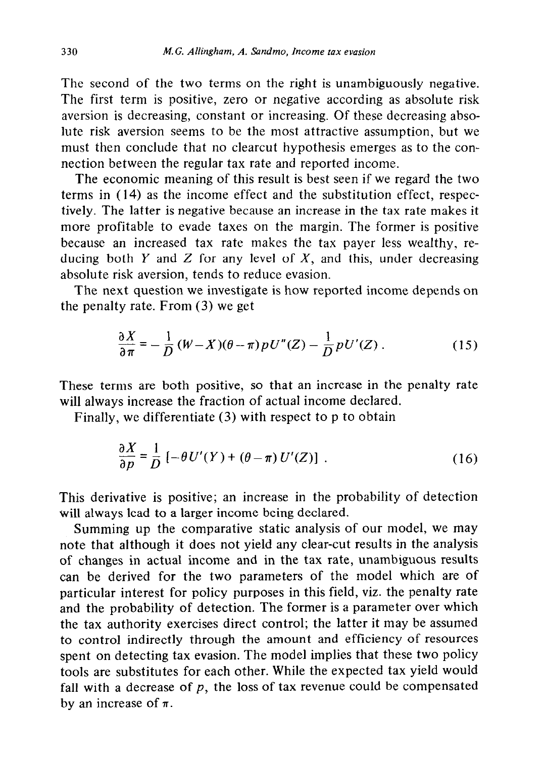The second of the two terms on the right is unambiguously negative. The first term is positive, zero or negative according as absolute risk aversion is decreasing, constant or increasing. Of these decreasing absolute risk aversion seems to be the most attractive assumption, but we must then conclude that no clearcut hypothesis emerges as to the connection between the regular tax rate and reported income.

The economic meaning of this result is best seen if we regard the two terms in (14) as the income effect and the substitution effect, respectively. The latter is negative because an increase in the tax rate makes it more profitable to evade taxes on the margin. The former is positive because an increased tax rate makes the tax payer less wealthy, reducing both $Y$ and $Z$ for any level of $X$, and this, under decreasing absolute risk aversion, tends to reduce evasion.

The next question we investigate is how reported income depends on the penalty rate. From (3) we get

$$\frac{\partial X}{\partial \pi} = -\frac{1}{D}(W-X)(\theta-\pi)pU''(Z) - \frac{1}{D}pU'(Z)\,. \tag{15}$$

These terms are both positive, so that an increase in the penalty rate will always increase the fraction of actual income declared.

Finally, we differentiate (3) with respect to p to obtain

$$\frac{\partial X}{\partial p} = \frac{1}{D}\left[-\theta U'(Y) + (\theta-\pi)\,U'(Z)\right]\,. \tag{16}$$

This derivative is positive; an increase in the probability of detection will always lead to a larger income being declared.

Summing up the comparative static analysis of our model, we may note that although it does not yield any clear-cut results in the analysis of changes in actual income and in the tax rate, unambiguous results can be derived for the two parameters of the model which are of particular interest for policy purposes in this field, viz. the penalty rate and the probability of detection. The former is a parameter over which the tax authority exercises direct control; the latter it may be assumed to control indirectly through the amount and efficiency of resources spent on detecting tax evasion. The model implies that these two policy tools are substitutes for each other. While the expected tax yield would fall with a decrease of $p$, the loss of tax revenue could be compensated by an increase of $\pi$.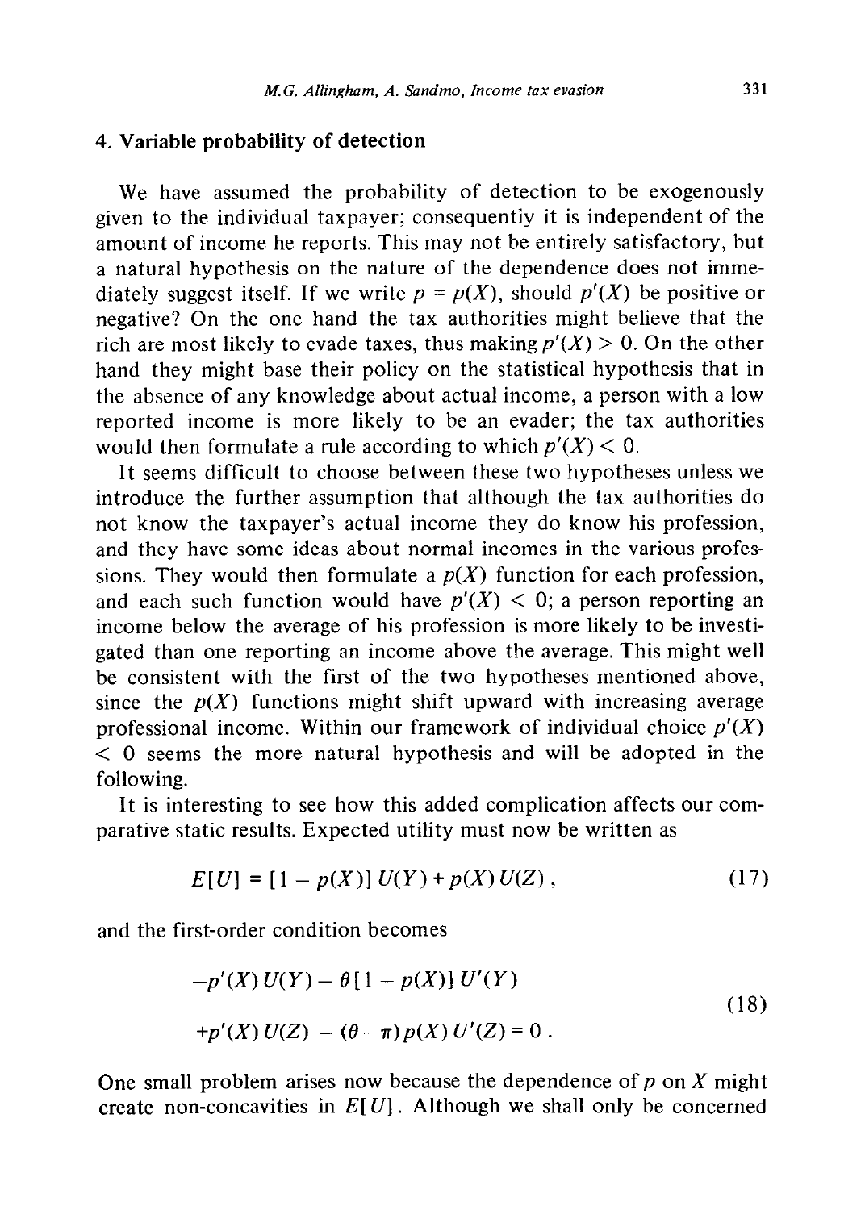## 4. Variable probability of detection

We have assumed the probability of detection to be exogenously given to the individual taxpayer; consequentiy it is independent of the amount of income he reports. This may not be entirely satisfactory, but a natural hypothesis on the nature of the dependence does not immediately suggest itself. If we write $p = p(X)$, should $p'(X)$ be positive or negative? On the one hand the tax authorities might believe that the rich are most likely to evade taxes, thus making $p'(X) > 0$. On the other hand they might base their policy on the statistical hypothesis that in the absence of any knowledge about actual income, a person with a low reported income is more likely to be an evader; the tax authorities would then formulate a rule according to which $p'(X) < 0$.

It seems difficult to choose between these two hypotheses unless we introduce the further assumption that although the tax authorities do not know the taxpayer's actual income they do know his profession, and they have some ideas about normal incomes in the various professions. They would then formulate a $p(X)$ function for each profession, and each such function would have $p'(X) < 0$; a person reporting an income below the average of his profession is more likely to be investigated than one reporting an income above the average. This might well be consistent with the first of the two hypotheses mentioned above, since the $p(X)$ functions might shift upward with increasing average professional income. Within our framework of individual choice $p'(X) < 0$ seems the more natural hypothesis and will be adopted in the following.

It is interesting to see how this added complication affects our comparative static results. Expected utility must now be written as

$$E[U] = [1 - p(X)]\, U(Y) + p(X)\, U(Z)\,, \tag{17}$$

and the first-order condition becomes

$$\begin{aligned} &-p'(X)\, U(Y) - \theta [1 - p(X)]\, U'(Y) \\ &+p'(X)\, U(Z) - (\theta - \pi)\, p(X)\, U'(Z) = 0\,. \end{aligned} \tag{18}$$

One small problem arises now because the dependence of $p$ on $X$ might create non-concavities in $E[U]$. Although we shall only be concerned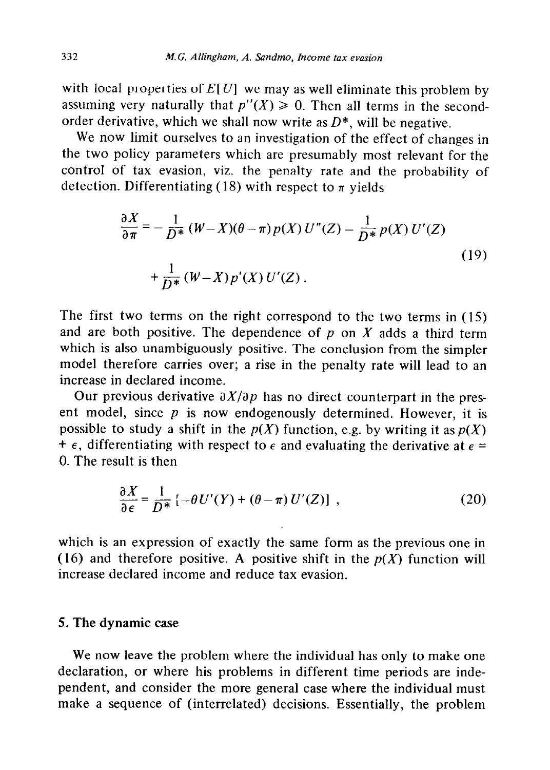with local properties of $E[U]$ we may as well eliminate this problem by assuming very naturally that $p''(X) \geqslant 0$. Then all terms in the second-order derivative, which we shall now write as $D^*$, will be negative.

We now limit ourselves to an investigation of the effect of changes in the two policy parameters which are presumably most relevant for the control of tax evasion, viz. the penalty rate and the probability of detection. Differentiating (18) with respect to $\pi$ yields

$$\frac{\partial X}{\partial \pi} = -\frac{1}{D^*}(W-X)(\theta-\pi)p(X)U''(Z) - \frac{1}{D^*}p(X)U'(Z)$$
$$+\frac{1}{D^*}(W-X)p'(X)U'(Z). \tag{19}$$

The first two terms on the right correspond to the two terms in (15) and are both positive. The dependence of $p$ on $X$ adds a third term which is also unambiguously positive. The conclusion from the simpler model therefore carries over; a rise in the penalty rate will lead to an increase in declared income.

Our previous derivative $\partial X/\partial p$ has no direct counterpart in the present model, since $p$ is now endogenously determined. However, it is possible to study a shift in the $p(X)$ function, e.g. by writing it as $p(X) + \epsilon$, differentiating with respect to $\epsilon$ and evaluating the derivative at $\epsilon = 0$. The result is then

$$\frac{\partial X}{\partial \epsilon} = \frac{1}{D^*}[-\theta U'(Y) + (\theta-\pi)U'(Z)], \tag{20}$$

which is an expression of exactly the same form as the previous one in (16) and therefore positive. A positive shift in the $p(X)$ function will increase declared income and reduce tax evasion.

## 5. The dynamic case

We now leave the problem where the individual has only to make one declaration, or where his problems in different time periods are independent, and consider the more general case where the individual must make a sequence of (interrelated) decisions. Essentially, the problem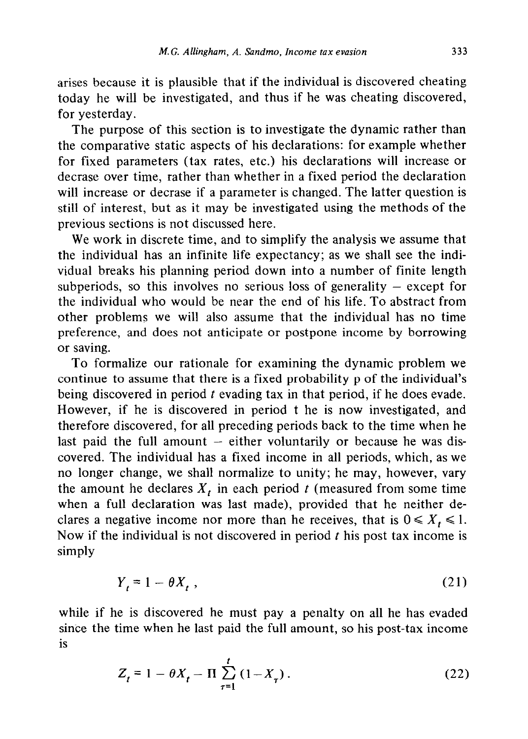arises because it is plausible that if the individual is discovered cheating today he will be investigated, and thus if he was cheating discovered, for yesterday.

The purpose of this section is to investigate the dynamic rather than the comparative static aspects of his declarations: for example whether for fixed parameters (tax rates, etc.) his declarations will increase or decrase over time, rather than whether in a fixed period the declaration will increase or decrase if a parameter is changed. The latter question is still of interest, but as it may be investigated using the methods of the previous sections is not discussed here.

We work in discrete time, and to simplify the analysis we assume that the individual has an infinite life expectancy; as we shall see the individual breaks his planning period down into a number of finite length subperiods, so this involves no serious loss of generality – except for the individual who would be near the end of his life. To abstract from other problems we will also assume that the individual has no time preference, and does not anticipate or postpone income by borrowing or saving.

To formalize our rationale for examining the dynamic problem we continue to assume that there is a fixed probability p of the individual's being discovered in period $t$ evading tax in that period, if he does evade. However, if he is discovered in period t he is now investigated, and therefore discovered, for all preceding periods back to the time when he last paid the full amount – either voluntarily or because he was discovered. The individual has a fixed income in all periods, which, as we no longer change, we shall normalize to unity; he may, however, vary the amount he declares $X_t$ in each period $t$ (measured from some time when a full declaration was last made), provided that he neither declares a negative income nor more than he receives, that is $0 \leqslant X_t \leqslant 1$. Now if the individual is not discovered in period $t$ his post tax income is simply

$$Y_t = 1 - \theta X_t \,, \tag{21}$$

while if he is discovered he must pay a penalty on all he has evaded since the time when he last paid the full amount, so his post-tax income is

$$Z_t = 1 - \theta X_t - \Pi \sum_{\tau=1}^{t} (1 - X_\tau) \,. \tag{22}$$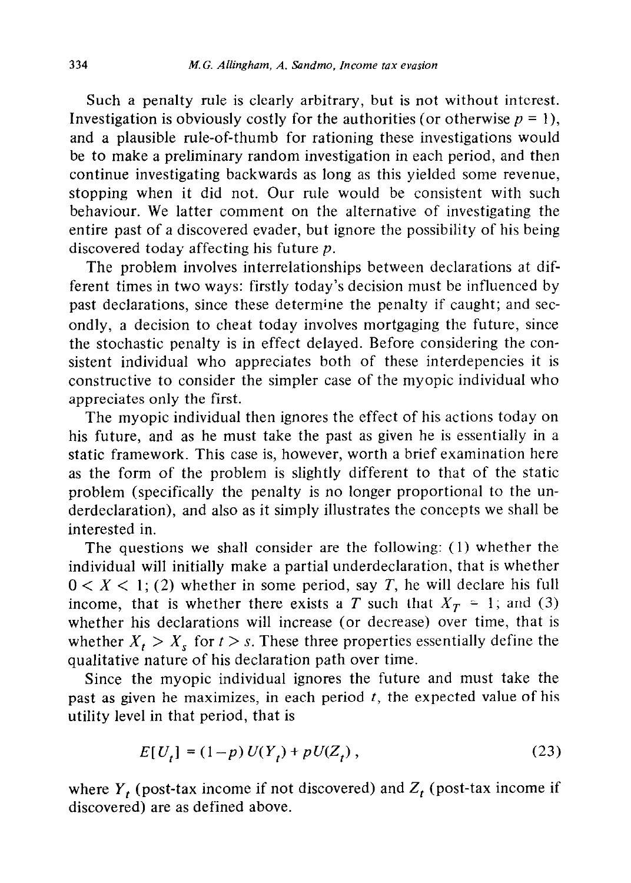Such a penalty rule is clearly arbitrary, but is not without interest. Investigation is obviously costly for the authorities (or otherwise $p = 1$), and a plausible rule-of-thumb for rationing these investigations would be to make a preliminary random investigation in each period, and then continue investigating backwards as long as this yielded some revenue, stopping when it did not. Our rule would be consistent with such behaviour. We latter comment on the alternative of investigating the entire past of a discovered evader, but ignore the possibility of his being discovered today affecting his future $p$.

The problem involves interrelationships between declarations at different times in two ways: firstly today's decision must be influenced by past declarations, since these determine the penalty if caught; and secondly, a decision to cheat today involves mortgaging the future, since the stochastic penalty is in effect delayed. Before considering the consistent individual who appreciates both of these interdepencies it is constructive to consider the simpler case of the myopic individual who appreciates only the first.

The myopic individual then ignores the effect of his actions today on his future, and as he must take the past as given he is essentially in a static framework. This case is, however, worth a brief examination here as the form of the problem is slightly different to that of the static problem (specifically the penalty is no longer proportional to the underdeclaration), and also as it simply illustrates the concepts we shall be interested in.

The questions we shall consider are the following: (1) whether the individual will initially make a partial underdeclaration, that is whether $0 < X < 1$; (2) whether in some period, say $T$, he will declare his full income, that is whether there exists a $T$ such that $X_T = 1$; and (3) whether his declarations will increase (or decrease) over time, that is whether $X_t > X_s$ for $t > s$. These three properties essentially define the qualitative nature of his declaration path over time.

Since the myopic individual ignores the future and must take the past as given he maximizes, in each period $t$, the expected value of his utility level in that period, that is

$$E[U_t] = (1-p)\,U(Y_t) + pU(Z_t)\,, \tag{23}$$

where $Y_t$ (post-tax income if not discovered) and $Z_t$ (post-tax income if discovered) are as defined above.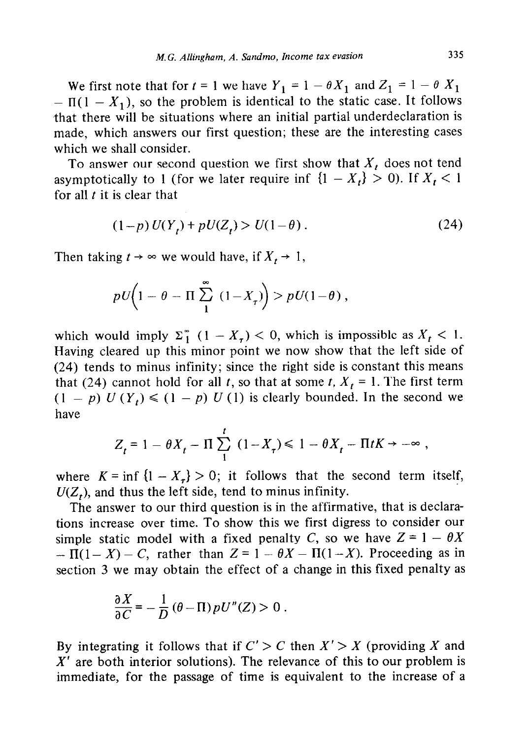We first note that for $t = 1$ we have $Y_1 = 1 - \theta X_1$ and $Z_1 = 1 - \theta X_1 - \Pi(1 - X_1)$, so the problem is identical to the static case. It follows that there will be situations where an initial partial underdeclaration is made, which answers our first question; these are the interesting cases which we shall consider.

To answer our second question we first show that $X_t$ does not tend asymptotically to 1 (for we later require $\inf \{1 - X_t\} > 0$). If $X_t < 1$ for all $t$ it is clear that

$$(1-p)\, U(Y_t) + pU(Z_t) > U(1-\theta)\,. \tag{24}$$

Then taking $t \to \infty$ we would have, if $X_t \to 1$,

$$pU\left(1 - \theta - \Pi \sum_1^{\infty} (1-X_\tau)\right) > pU(1-\theta)\,,$$

which would imply $\Sigma_1^\infty \; (1 - X_\tau) < 0$, which is impossible as $X_t < 1$. Having cleared up this minor point we now show that the left side of (24) tends to minus infinity; since the right side is constant this means that (24) cannot hold for all $t$, so that at some $t$, $X_t = 1$. The first term $(1 - p)\; U\,(Y_t) \leqslant (1 - p)\; U\,(1)$ is clearly bounded. In the second we have

$$Z_t = 1 - \theta X_t - \Pi \sum_1^t \; (1-X_\tau) \leqslant 1 - \theta X_t - \Pi t K \to -\infty\,,$$

where $K = \inf \{1 - X_\tau\} > 0$; it follows that the second term itself, $U(Z_t)$, and thus the left side, tend to minus infinity.

The answer to our third question is in the affirmative, that is declarations increase over time. To show this we first digress to consider our simple static model with a fixed penalty $C$, so we have $Z = 1 - \theta X - \Pi(1 - X) - C$, rather than $Z = 1 - \theta X - \Pi(1 - X)$. Proceeding as in section 3 we may obtain the effect of a change in this fixed penalty as

$$\frac{\partial X}{\partial C} = -\frac{1}{D}\,(\theta - \Pi)\, pU''(Z) > 0\,.$$

By integrating it follows that if $C' > C$ then $X' > X$ (providing $X$ and $X'$ are both interior solutions). The relevance of this to our problem is immediate, for the passage of time is equivalent to the increase of a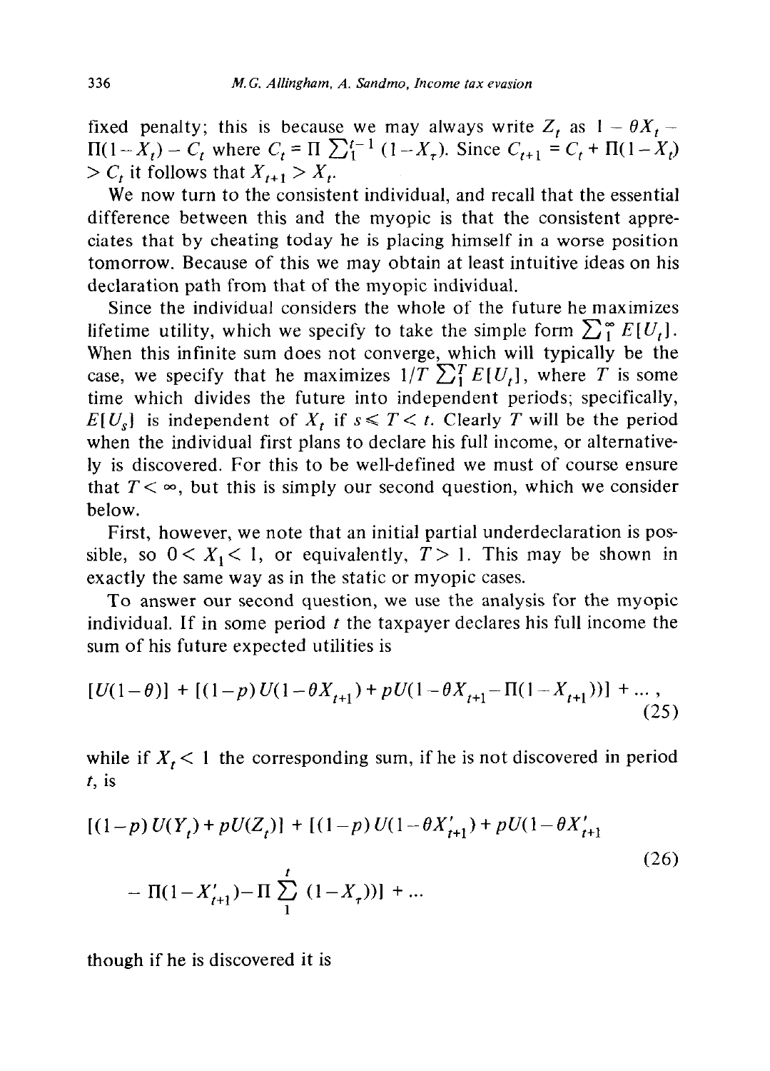fixed penalty; this is because we may always write $Z_t$ as $1 - \theta X_t - \Pi(1-X_t) - C_t$ where $C_t = \Pi \sum_1^{t-1} (1-X_\tau)$. Since $C_{t+1} = C_t + \Pi(1-X_t) > C_t$ it follows that $X_{t+1} > X_t$.

We now turn to the consistent individual, and recall that the essential difference between this and the myopic is that the consistent appreciates that by cheating today he is placing himself in a worse position tomorrow. Because of this we may obtain at least intuitive ideas on his declaration path from that of the myopic individual.

Since the individual considers the whole of the future he maximizes lifetime utility, which we specify to take the simple form $\sum_1^\infty E[U_t]$. When this infinite sum does not converge, which will typically be the case, we specify that he maximizes $1/T \sum_1^T E[U_t]$, where $T$ is some time which divides the future into independent periods; specifically, $E[U_s]$ is independent of $X_t$ if $s \leqslant T < t$. Clearly $T$ will be the period when the individual first plans to declare his full income, or alternatively is discovered. For this to be well-defined we must of course ensure that $T < \infty$, but this is simply our second question, which we consider below.

First, however, we note that an initial partial underdeclaration is possible, so $0 < X_1 < 1$, or equivalently, $T > 1$. This may be shown in exactly the same way as in the static or myopic cases.

To answer our second question, we use the analysis for the myopic individual. If in some period $t$ the taxpayer declares his full income the sum of his future expected utilities is

$$[U(1-\theta)] + [(1-p)U(1-\theta X_{t+1}) + pU(1-\theta X_{t+1} - \Pi(1-X_{t+1}))] + \ldots , \tag{25}$$

while if $X_t < 1$ the corresponding sum, if he is not discovered in period $t$, is

$$[(1-p)U(Y_t) + pU(Z_t)] + [(1-p)U(1-\theta X'_{t+1}) + pU(1-\theta X'_{t+1} - \Pi(1-X'_{t+1}) - \Pi \sum_1^t (1-X_\tau))] + \ldots \tag{26}$$

though if he is discovered it is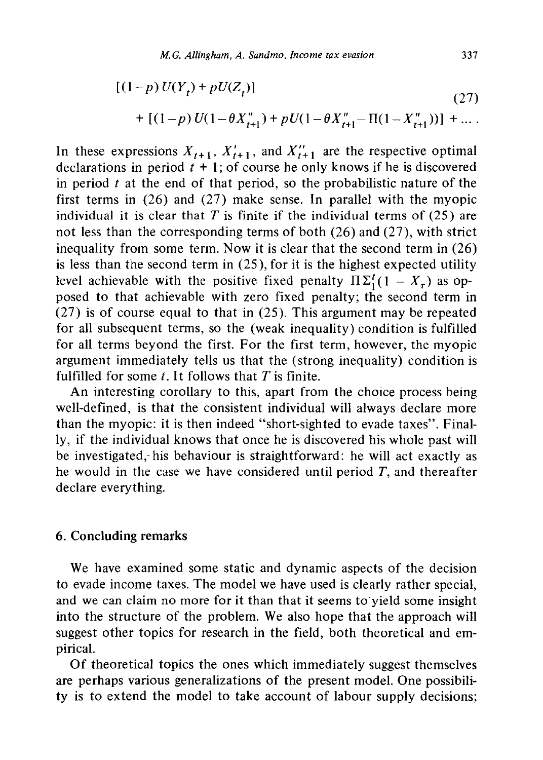$$[(1-p)\,U(Y_t) + pU(Z_t)] \\ + [(1-p)\,U(1-\theta X''_{t+1}) + pU(1-\theta X''_{t+1} - \Pi(1-X''_{t+1}))] + \ldots \,. \tag{27}$$

In these expressions $X_{t+1}$, $X'_{t+1}$, and $X''_{t+1}$ are the respective optimal declarations in period $t + 1$; of course he only knows if he is discovered in period $t$ at the end of that period, so the probabilistic nature of the first terms in (26) and (27) make sense. In parallel with the myopic individual it is clear that $T$ is finite if the individual terms of (25) are not less than the corresponding terms of both (26) and (27), with strict inequality from some term. Now it is clear that the second term in (26) is less than the second term in (25), for it is the highest expected utility level achievable with the positive fixed penalty $\Pi\Sigma_1^t(1 - X_\tau)$ as opposed to that achievable with zero fixed penalty; the second term in (27) is of course equal to that in (25). This argument may be repeated for all subsequent terms, so the (weak inequality) condition is fulfilled for all terms beyond the first. For the first term, however, the myopic argument immediately tells us that the (strong inequality) condition is fulfilled for some $t$. It follows that $T$ is finite.

An interesting corollary to this, apart from the choice process being well-defined, is that the consistent individual will always declare more than the myopic: it is then indeed "short-sighted to evade taxes". Finally, if the individual knows that once he is discovered his whole past will be investigated, his behaviour is straightforward: he will act exactly as he would in the case we have considered until period $T$, and thereafter declare everything.

## 6. Concluding remarks

We have examined some static and dynamic aspects of the decision to evade income taxes. The model we have used is clearly rather special, and we can claim no more for it than that it seems to yield some insight into the structure of the problem. We also hope that the approach will suggest other topics for research in the field, both theoretical and empirical.

Of theoretical topics the ones which immediately suggest themselves are perhaps various generalizations of the present model. One possibility is to extend the model to take account of labour supply decisions;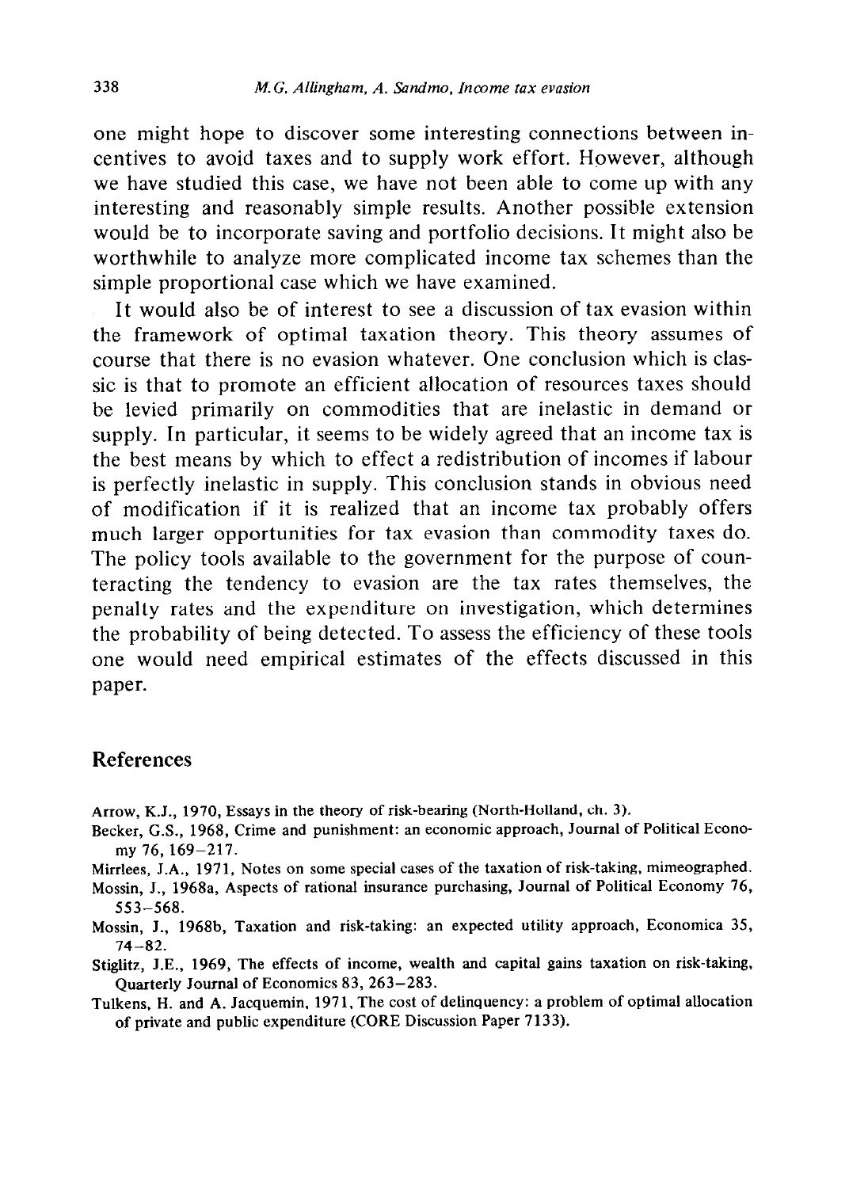one might hope to discover some interesting connections between incentives to avoid taxes and to supply work effort. However, although we have studied this case, we have not been able to come up with any interesting and reasonably simple results. Another possible extension would be to incorporate saving and portfolio decisions. It might also be worthwhile to analyze more complicated income tax schemes than the simple proportional case which we have examined.

It would also be of interest to see a discussion of tax evasion within the framework of optimal taxation theory. This theory assumes of course that there is no evasion whatever. One conclusion which is classic is that to promote an efficient allocation of resources taxes should be levied primarily on commodities that are inelastic in demand or supply. In particular, it seems to be widely agreed that an income tax is the best means by which to effect a redistribution of incomes if labour is perfectly inelastic in supply. This conclusion stands in obvious need of modification if it is realized that an income tax probably offers much larger opportunities for tax evasion than commodity taxes do. The policy tools available to the government for the purpose of counteracting the tendency to evasion are the tax rates themselves, the penalty rates and the expenditure on investigation, which determines the probability of being detected. To assess the efficiency of these tools one would need empirical estimates of the effects discussed in this paper.

## References

Arrow, K.J., 1970, Essays in the theory of risk-bearing (North-Holland, ch. 3).

Becker, G.S., 1968, Crime and punishment: an economic approach, Journal of Political Economy 76, 169–217.

Mirrlees, J.A., 1971, Notes on some special cases of the taxation of risk-taking, mimeographed.

Mossin, J., 1968a, Aspects of rational insurance purchasing, Journal of Political Economy 76, 553–568.

Mossin, J., 1968b, Taxation and risk-taking: an expected utility approach, Economica 35, 74–82.

Stiglitz, J.E., 1969, The effects of income, wealth and capital gains taxation on risk-taking, Quarterly Journal of Economics 83, 263–283.

Tulkens, H. and A. Jacquemin, 1971, The cost of delinquency: a problem of optimal allocation of private and public expenditure (CORE Discussion Paper 7133).